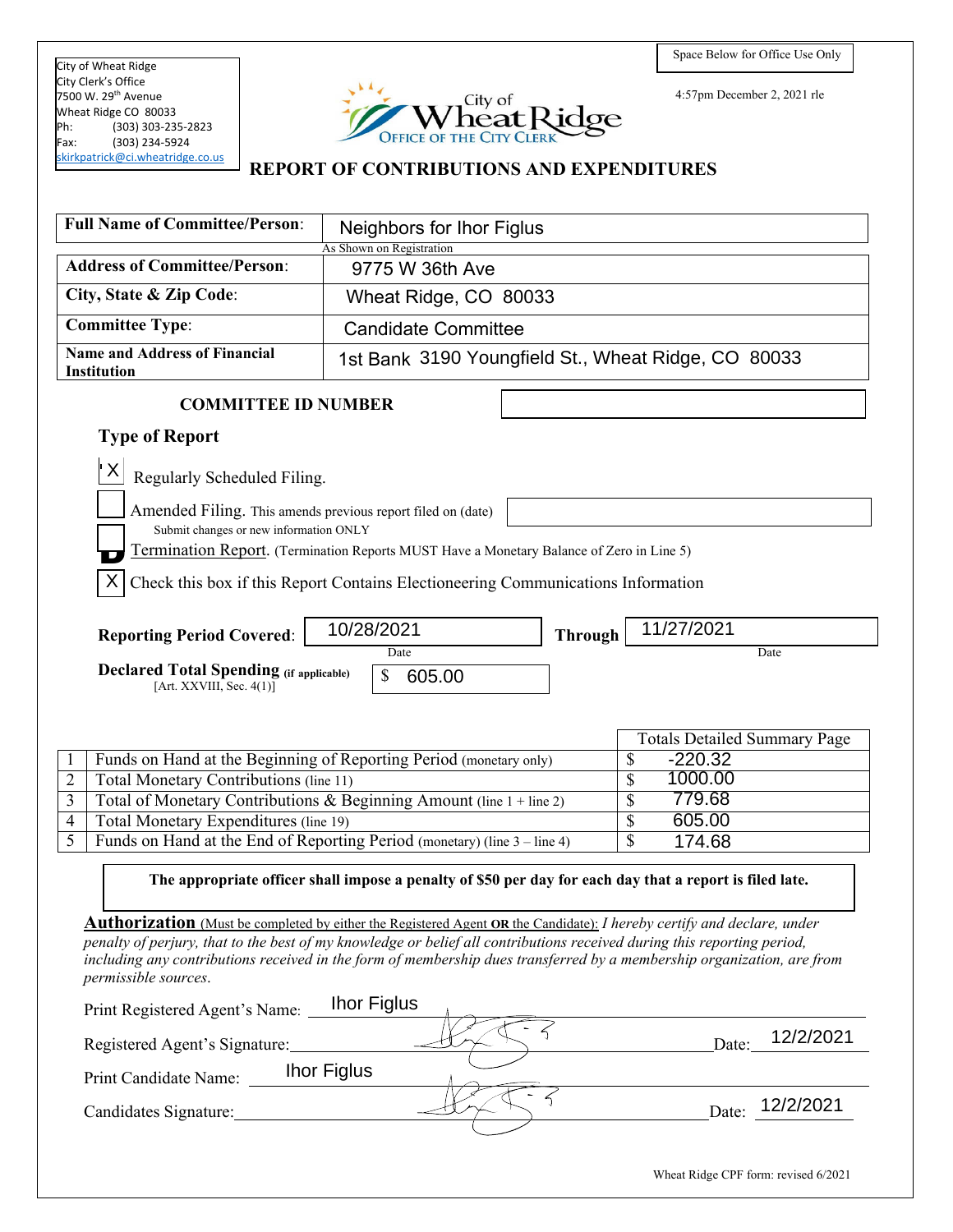City of Wheat Ridge
City Clerk's Office
7500 W. 29th Avenue
Wheat Ridge CO 80033
Ph: (303) 303-235-2823
Fax: (303) 234-5924
skirkpatrick@ci.wheatridge.co.us

City of Wheat Ridge
OFFICE OF THE CITY CLERK

Space Below for Office Use Only

4:57pm December 2, 2021 rle

# REPORT OF CONTRIBUTIONS AND EXPENDITURES

| | |
|---|---|
| **Full Name of Committee/Person**: | Neighbors for Ihor Figlus |
| | As Shown on Registration |
| **Address of Committee/Person**: | 9775 W 36th Ave |
| **City, State & Zip Code**: | Wheat Ridge, CO 80033 |
| **Committee Type**: | Candidate Committee |
| **Name and Address of Financial Institution** | 1st Bank 3190 Youngfield St., Wheat Ridge, CO 80033 |

**COMMITTEE ID NUMBER**

**Type of Report**

[X] Regularly Scheduled Filing.

[ ] Amended Filing. This amends previous report filed on (date)
Submit changes or new information ONLY

[ ] Termination Report. (Termination Reports MUST Have a Monetary Balance of Zero in Line 5)

[X] Check this box if this Report Contains Electioneering Communications Information

**Reporting Period Covered**: 10/28/2021 (Date) **Through** 11/27/2021 (Date)

**Declared Total Spending (if applicable)** [Art. XXVIII, Sec. 4(1)] $ 605.00

| | | Totals Detailed Summary Page |
|---|---|---|
| 1 | Funds on Hand at the Beginning of Reporting Period (monetary only) | $ -220.32 |
| 2 | Total Monetary Contributions (line 11) | $ 1000.00 |
| 3 | Total of Monetary Contributions & Beginning Amount (line 1 + line 2) | $ 779.68 |
| 4 | Total Monetary Expenditures (line 19) | $ 605.00 |
| 5 | Funds on Hand at the End of Reporting Period (monetary) (line 3 – line 4) | $ 174.68 |

**The appropriate officer shall impose a penalty of $50 per day for each day that a report is filed late.**

**Authorization** (Must be completed by either the Registered Agent **OR** the Candidate): *I hereby certify and declare, under penalty of perjury, that to the best of my knowledge or belief all contributions received during this reporting period, including any contributions received in the form of membership dues transferred by a membership organization, are from permissible sources.*

Print Registered Agent's Name: Ihor Figlus

Registered Agent's Signature: [signature] Date: 12/2/2021

Print Candidate Name: Ihor Figlus

Candidates Signature: [signature] Date: 12/2/2021

Wheat Ridge CPF form: revised 6/2021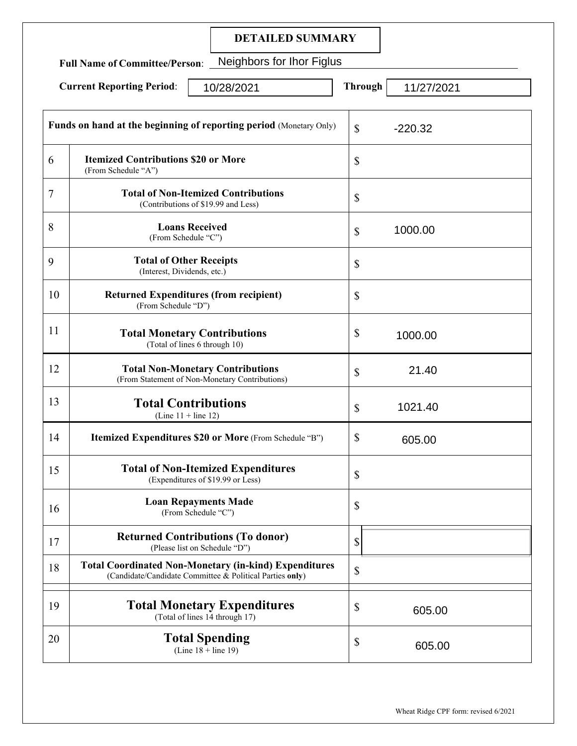# DETAILED SUMMARY

**Full Name of Committee/Person**: Neighbors for Ihor Figlus

**Current Reporting Period**: 10/28/2021 **Through** 11/27/2021

| | | |
|---|---|---|
| **Funds on hand at the beginning of reporting period** (Monetary Only) | | $ -220.32 |
| 6 | **Itemized Contributions $20 or More** (From Schedule "A") | $ |
| 7 | **Total of Non-Itemized Contributions** (Contributions of $19.99 and Less) | $ |
| 8 | **Loans Received** (From Schedule "C") | $ 1000.00 |
| 9 | **Total of Other Receipts** (Interest, Dividends, etc.) | $ |
| 10 | **Returned Expenditures (from recipient)** (From Schedule "D") | $ |
| 11 | **Total Monetary Contributions** (Total of lines 6 through 10) | $ 1000.00 |
| 12 | **Total Non-Monetary Contributions** (From Statement of Non-Monetary Contributions) | $ 21.40 |
| 13 | **Total Contributions** (Line 11 + line 12) | $ 1021.40 |
| 14 | **Itemized Expenditures $20 or More** (From Schedule "B") | $ 605.00 |
| 15 | **Total of Non-Itemized Expenditures** (Expenditures of $19.99 or Less) | $ |
| 16 | **Loan Repayments Made** (From Schedule "C") | $ |
| 17 | **Returned Contributions (To donor)** (Please list on Schedule "D") | $ |
| 18 | **Total Coordinated Non-Monetary (in-kind) Expenditures** (Candidate/Candidate Committee & Political Parties **only**) | $ |
| 19 | **Total Monetary Expenditures** (Total of lines 14 through 17) | $ 605.00 |
| 20 | **Total Spending** (Line 18 + line 19) | $ 605.00 |

Wheat Ridge CPF form: revised 6/2021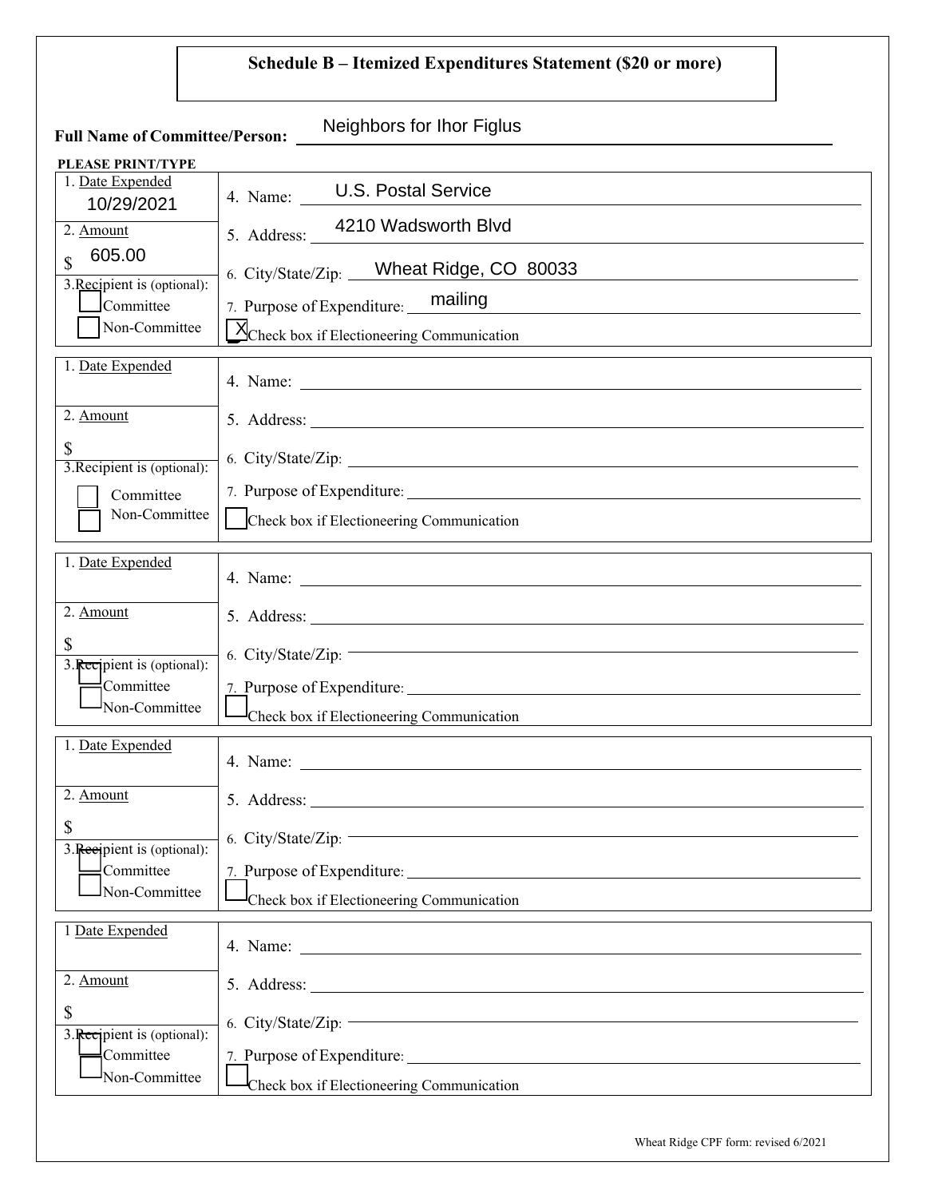## Schedule B – Itemized Expenditures Statement ($20 or more)

**Full Name of Committee/Person:** Neighbors for Ihor Figlus

**PLEASE PRINT/TYPE**

| | |
|---|---|
| 1. Date Expended: 10/29/2021 | 4. Name: U.S. Postal Service |
| 2. Amount: $ 605.00 | 5. Address: 4210 Wadsworth Blvd |
| 3. Recipient is (optional): ☐ Committee ☐ Non-Committee | 6. City/State/Zip: Wheat Ridge, CO 80033 |
| | 7. Purpose of Expenditure: mailing |
| | ☒ Check box if Electioneering Communication |

| | |
|---|---|
| 1. Date Expended: | 4. Name: |
| 2. Amount: $ | 5. Address: |
| 3. Recipient is (optional): ☐ Committee ☐ Non-Committee | 6. City/State/Zip: |
| | 7. Purpose of Expenditure: |
| | ☐ Check box if Electioneering Communication |

| | |
|---|---|
| 1. Date Expended: | 4. Name: |
| 2. Amount: $ | 5. Address: |
| 3. Recipient is (optional): ☐ Committee ☐ Non-Committee | 6. City/State/Zip: |
| | 7. Purpose of Expenditure: |
| | ☐ Check box if Electioneering Communication |

| | |
|---|---|
| 1. Date Expended: | 4. Name: |
| 2. Amount: $ | 5. Address: |
| 3. Recipient is (optional): ☐ Committee ☐ Non-Committee | 6. City/State/Zip: |
| | 7. Purpose of Expenditure: |
| | ☐ Check box if Electioneering Communication |

| | |
|---|---|
| 1 Date Expended: | 4. Name: |
| 2. Amount: $ | 5. Address: |
| 3. Recipient is (optional): ☐ Committee ☐ Non-Committee | 6. City/State/Zip: |
| | 7. Purpose of Expenditure: |
| | ☐ Check box if Electioneering Communication |

Wheat Ridge CPF form: revised 6/2021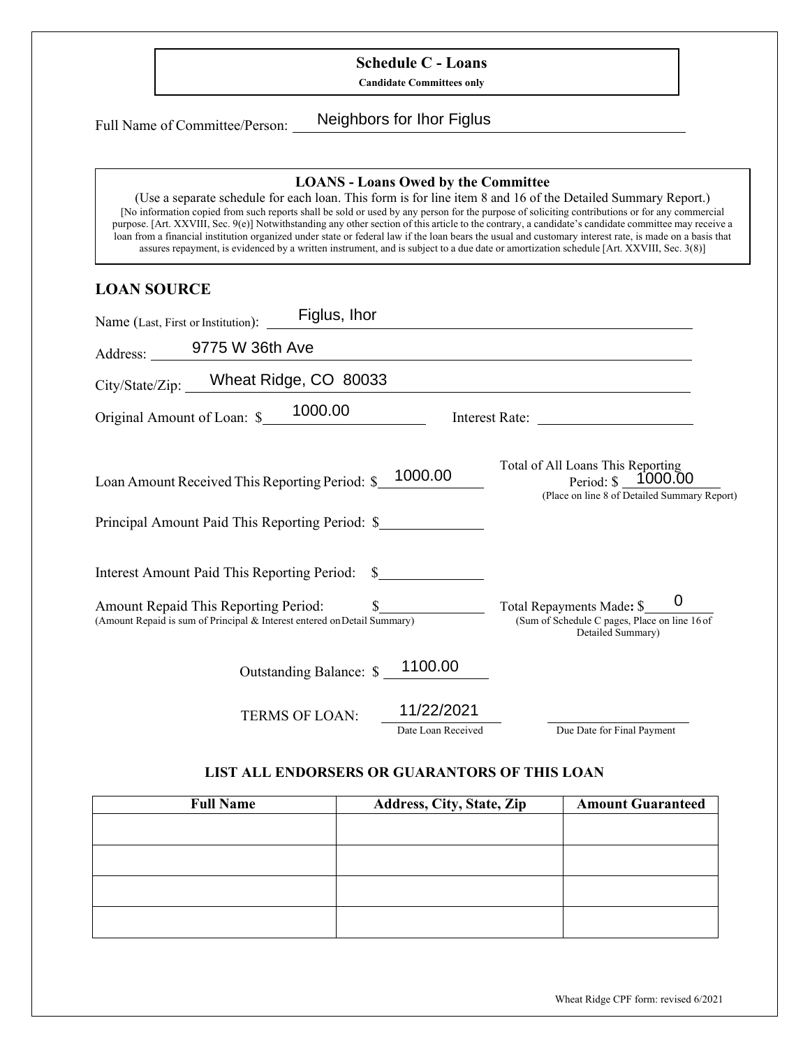## Schedule C - Loans

**Candidate Committees only**

Full Name of Committee/Person: Neighbors for Ihor Figlus

**LOANS - Loans Owed by the Committee**

(Use a separate schedule for each loan. This form is for line item 8 and 16 of the Detailed Summary Report.)

[No information copied from such reports shall be sold or used by any person for the purpose of soliciting contributions or for any commercial purpose. [Art. XXVIII, Sec. 9(e)] Notwithstanding any other section of this article to the contrary, a candidate's candidate committee may receive a loan from a financial institution organized under state or federal law if the loan bears the usual and customary interest rate, is made on a basis that assures repayment, is evidenced by a written instrument, and is subject to a due date or amortization schedule [Art. XXVIII, Sec. 3(8)]

### LOAN SOURCE

Name (Last, First or Institution): Figlus, Ihor

Address: 9775 W 36th Ave

City/State/Zip: Wheat Ridge, CO 80033

Original Amount of Loan: $ 1000.00 Interest Rate:

Loan Amount Received This Reporting Period: $ 1000.00

Total of All Loans This Reporting Period: $ 1000.00
(Place on line 8 of Detailed Summary Report)

Principal Amount Paid This Reporting Period: $

Interest Amount Paid This Reporting Period: $

Amount Repaid This Reporting Period: $
(Amount Repaid is sum of Principal & Interest entered on Detail Summary)

Total Repayments Made: $ 0
(Sum of Schedule C pages, Place on line 16 of Detailed Summary)

Outstanding Balance: $ 1100.00

TERMS OF LOAN: 11/22/2021 (Date Loan Received) ______ (Due Date for Final Payment)

### LIST ALL ENDORSERS OR GUARANTORS OF THIS LOAN

| Full Name | Address, City, State, Zip | Amount Guaranteed |
|---|---|---|
| | | |
| | | |
| | | |
| | | |

Wheat Ridge CPF form: revised 6/2021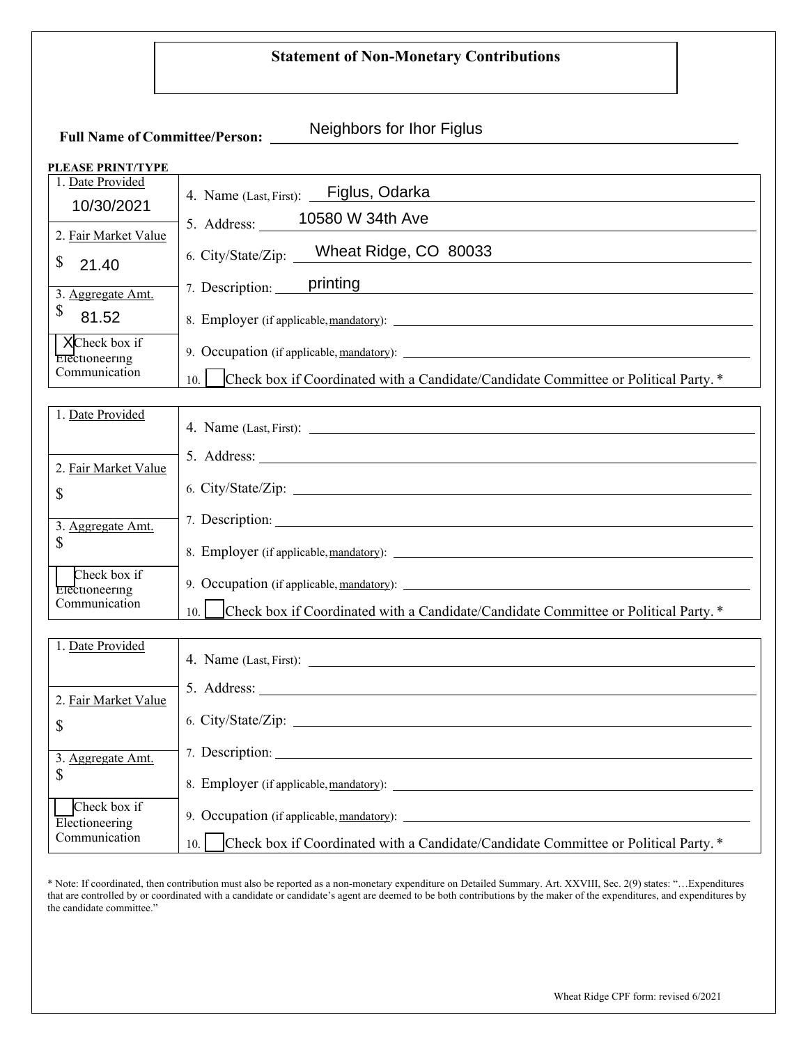# Statement of Non-Monetary Contributions

**Full Name of Committee/Person:** Neighbors for Ihor Figlus

**PLEASE PRINT/TYPE**

| | |
|---|---|
| 1. Date Provided<br>10/30/2021 | 4. Name (Last, First): Figlus, Odarka |
| | 5. Address: 10580 W 34th Ave |
| 2. Fair Market Value<br>$ 21.40 | 6. City/State/Zip: Wheat Ridge, CO 80033 |
| 3. Aggregate Amt.<br>$ 81.52 | 7. Description: printing |
| | 8. Employer (if applicable, mandatory): |
| [X] Check box if Electioneering Communication | 9. Occupation (if applicable, mandatory): |
| | 10. [ ] Check box if Coordinated with a Candidate/Candidate Committee or Political Party. * |

| | |
|---|---|
| 1. Date Provided | 4. Name (Last, First): |
| | 5. Address: |
| 2. Fair Market Value<br>$ | 6. City/State/Zip: |
| 3. Aggregate Amt.<br>$ | 7. Description: |
| | 8. Employer (if applicable, mandatory): |
| [ ] Check box if Electioneering Communication | 9. Occupation (if applicable, mandatory): |
| | 10. [ ] Check box if Coordinated with a Candidate/Candidate Committee or Political Party. * |

| | |
|---|---|
| 1. Date Provided | 4. Name (Last, First): |
| | 5. Address: |
| 2. Fair Market Value<br>$ | 6. City/State/Zip: |
| 3. Aggregate Amt.<br>$ | 7. Description: |
| | 8. Employer (if applicable, mandatory): |
| [ ] Check box if Electioneering Communication | 9. Occupation (if applicable, mandatory): |
| | 10. [ ] Check box if Coordinated with a Candidate/Candidate Committee or Political Party. * |

* Note: If coordinated, then contribution must also be reported as a non-monetary expenditure on Detailed Summary. Art. XXVIII, Sec. 2(9) states: "…Expenditures that are controlled by or coordinated with a candidate or candidate's agent are deemed to be both contributions by the maker of the expenditures, and expenditures by the candidate committee."

Wheat Ridge CPF form: revised 6/2021